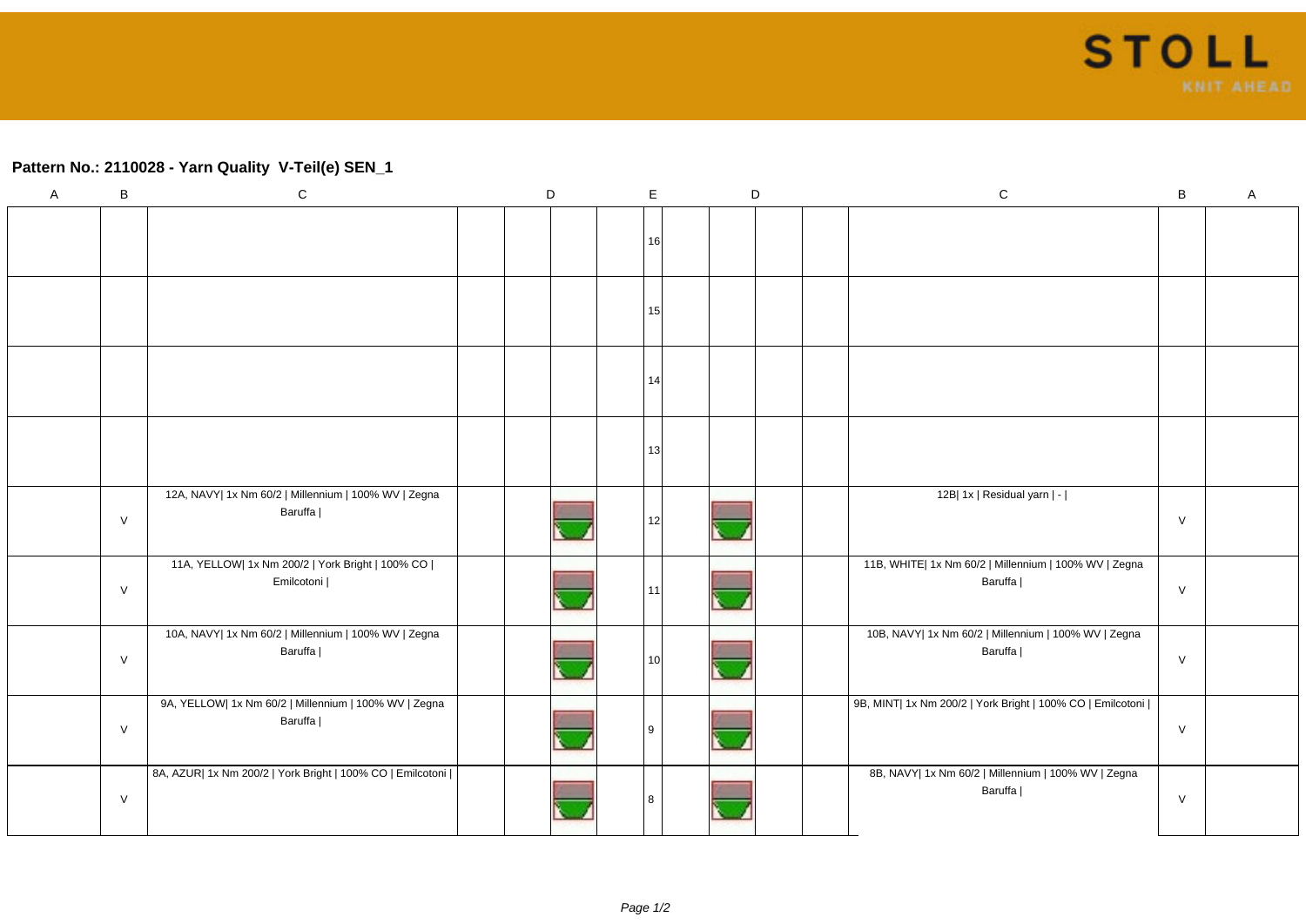## Pattern No.: 2110028 - Yarn Quality V-Teil(e) SEN_1

| A | B | C | | D | | | E | | D | | | C | B | A |
|---|---|---|---|---|---|---|---|---|---|---|---|---|---|---|
| | | | | | | | 16 | | | | | | | |
| | | | | | | | 15 | | | | | | | |
| | | | | | | | 14 | | | | | | | |
| | | | | | | | 13 | | | | | | | |
| | V | 12A, NAVY\| 1x Nm 60/2 \| Millennium \| 100% WV \| Zegna Baruffa \| | | | | | 12 | | | | | 12B\| 1x \| Residual yarn \| - \| | V | |
| | V | 11A, YELLOW\| 1x Nm 200/2 \| York Bright \| 100% CO \| Emilcotoni \| | | | | | 11 | | | | | 11B, WHITE\| 1x Nm 60/2 \| Millennium \| 100% WV \| Zegna Baruffa \| | V | |
| | V | 10A, NAVY\| 1x Nm 60/2 \| Millennium \| 100% WV \| Zegna Baruffa \| | | | | | 10 | | | | | 10B, NAVY\| 1x Nm 60/2 \| Millennium \| 100% WV \| Zegna Baruffa \| | V | |
| | V | 9A, YELLOW\| 1x Nm 60/2 \| Millennium \| 100% WV \| Zegna Baruffa \| | | | | | 9 | | | | | 9B, MINT\| 1x Nm 200/2 \| York Bright \| 100% CO \| Emilcotoni \| | V | |
| | V | 8A, AZUR\| 1x Nm 200/2 \| York Bright \| 100% CO \| Emilcotoni \| | | | | | 8 | | | | | 8B, NAVY\| 1x Nm 60/2 \| Millennium \| 100% WV \| Zegna Baruffa \| | V | |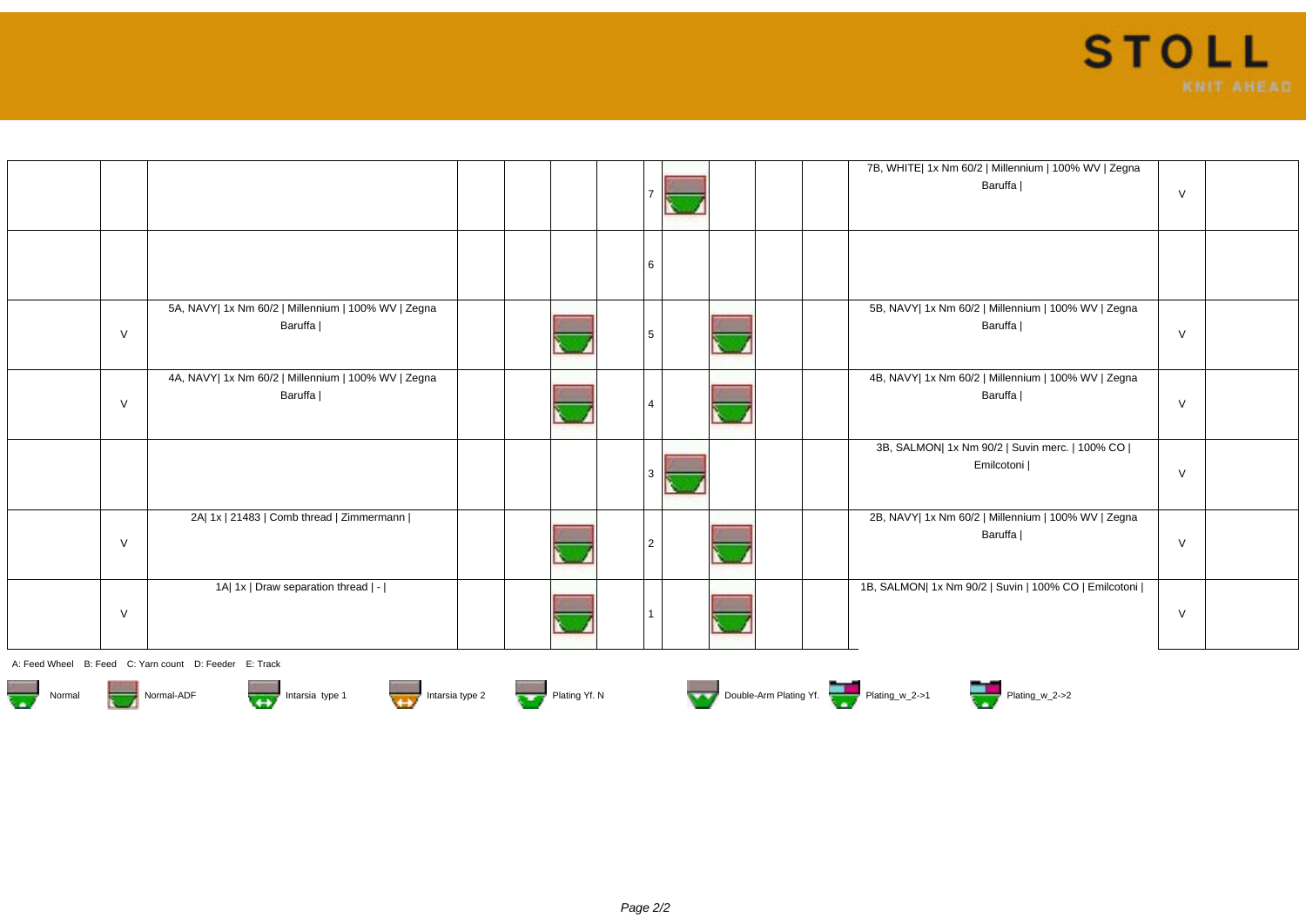| | | | | | | | | | | | | | | |
|---|---|---|---|---|---|---|---|---|---|---|---|---|---|---|
| | | | | | | | 7 | | | | | 7B, WHITE\| 1x Nm 60/2 \| Millennium \| 100% WV \| Zegna Baruffa \| | V | |
| | | | | | | | 6 | | | | | | | |
| | V | 5A, NAVY\| 1x Nm 60/2 \| Millennium \| 100% WV \| Zegna Baruffa \| | | | | | 5 | | | | | 5B, NAVY\| 1x Nm 60/2 \| Millennium \| 100% WV \| Zegna Baruffa \| | V | |
| | V | 4A, NAVY\| 1x Nm 60/2 \| Millennium \| 100% WV \| Zegna Baruffa \| | | | | | 4 | | | | | 4B, NAVY\| 1x Nm 60/2 \| Millennium \| 100% WV \| Zegna Baruffa \| | V | |
| | | | | | | | 3 | | | | | 3B, SALMON\| 1x Nm 90/2 \| Suvin merc. \| 100% CO \| Emilcotoni \| | V | |
| | V | 2A\| 1x \| 21483 \| Comb thread \| Zimmermann \| | | | | | 2 | | | | | 2B, NAVY\| 1x Nm 60/2 \| Millennium \| 100% WV \| Zegna Baruffa \| | V | |
| | V | 1A\| 1x \| Draw separation thread \| - \| | | | | | 1 | | | | | 1B, SALMON\| 1x Nm 90/2 \| Suvin \| 100% CO \| Emilcotoni \| | V | |

A: Feed Wheel B: Feed C: Yarn count D: Feeder E: Track

Normal Normal-ADF Intarsia type 1 Intarsia type 2 Plating Yf. N Double-Arm Plating Yf. Plating_w_2->1 Plating_w_2->2